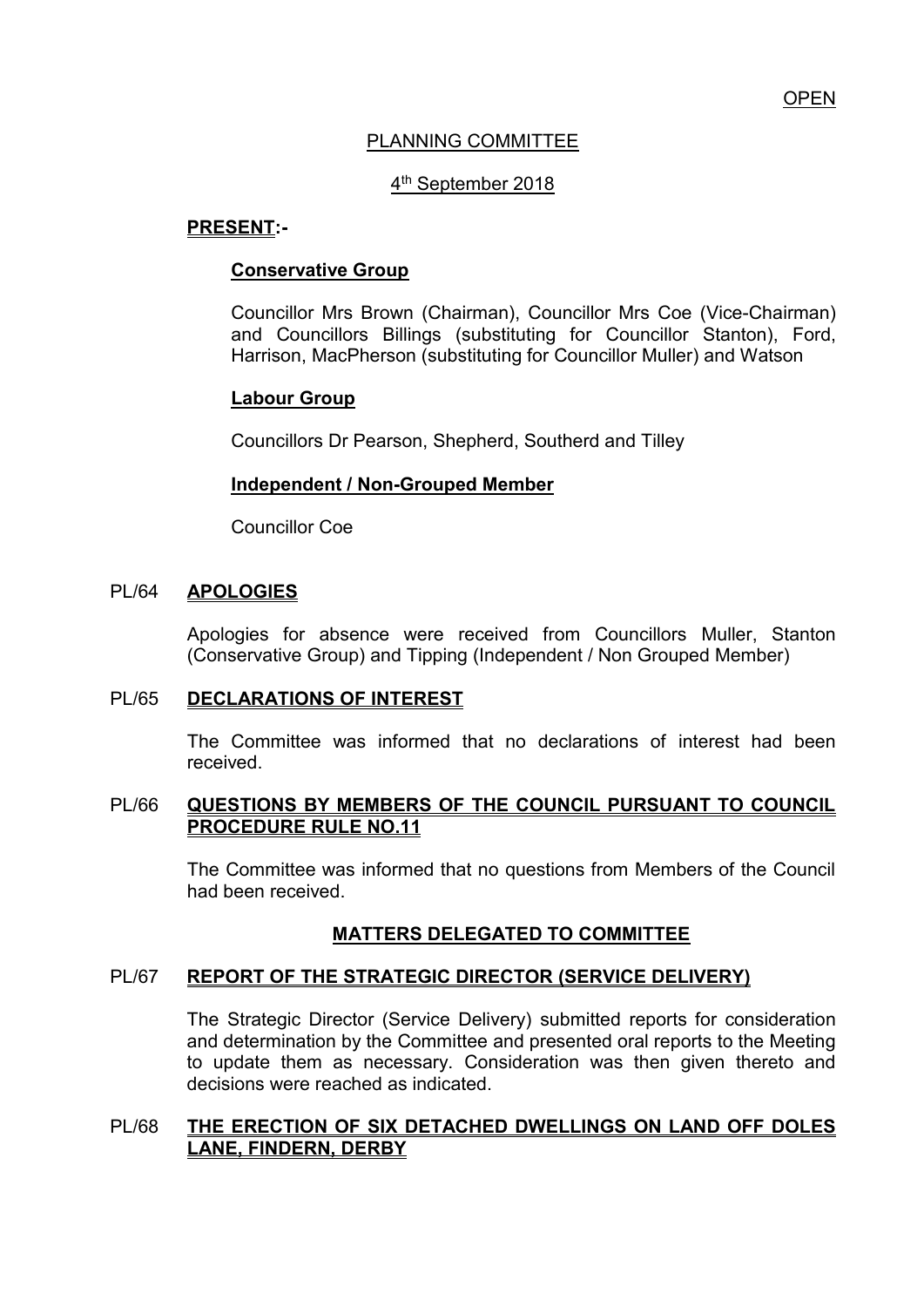OPEN

# PLANNING COMMITTEE

4th September 2018

**PRESENT:-**

**Conservative Group**

Councillor Mrs Brown (Chairman), Councillor Mrs Coe (Vice-Chairman) and Councillors Billings (substituting for Councillor Stanton), Ford, Harrison, MacPherson (substituting for Councillor Muller) and Watson

**Labour Group**

Councillors Dr Pearson, Shepherd, Southerd and Tilley

**Independent / Non-Grouped Member**

Councillor Coe

## PL/64 APOLOGIES

Apologies for absence were received from Councillors Muller, Stanton (Conservative Group) and Tipping (Independent / Non Grouped Member)

## PL/65 DECLARATIONS OF INTEREST

The Committee was informed that no declarations of interest had been received.

## PL/66 QUESTIONS BY MEMBERS OF THE COUNCIL PURSUANT TO COUNCIL PROCEDURE RULE NO.11

The Committee was informed that no questions from Members of the Council had been received.

## MATTERS DELEGATED TO COMMITTEE

## PL/67 REPORT OF THE STRATEGIC DIRECTOR (SERVICE DELIVERY)

The Strategic Director (Service Delivery) submitted reports for consideration and determination by the Committee and presented oral reports to the Meeting to update them as necessary. Consideration was then given thereto and decisions were reached as indicated.

## PL/68 THE ERECTION OF SIX DETACHED DWELLINGS ON LAND OFF DOLES LANE, FINDERN, DERBY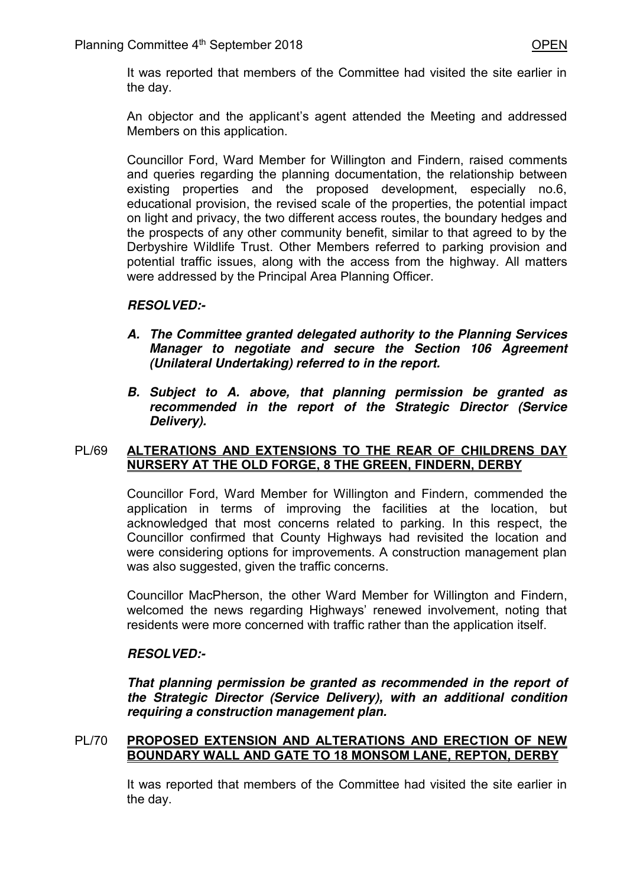It was reported that members of the Committee had visited the site earlier in the day.

An objector and the applicant's agent attended the Meeting and addressed Members on this application.

Councillor Ford, Ward Member for Willington and Findern, raised comments and queries regarding the planning documentation, the relationship between existing properties and the proposed development, especially no.6, educational provision, the revised scale of the properties, the potential impact on light and privacy, the two different access routes, the boundary hedges and the prospects of any other community benefit, similar to that agreed to by the Derbyshire Wildlife Trust. Other Members referred to parking provision and potential traffic issues, along with the access from the highway. All matters were addressed by the Principal Area Planning Officer.

***RESOLVED:-***

***A. The Committee granted delegated authority to the Planning Services Manager to negotiate and secure the Section 106 Agreement (Unilateral Undertaking) referred to in the report.***

***B. Subject to A. above, that planning permission be granted as recommended in the report of the Strategic Director (Service Delivery).***

## PL/69 ALTERATIONS AND EXTENSIONS TO THE REAR OF CHILDRENS DAY NURSERY AT THE OLD FORGE, 8 THE GREEN, FINDERN, DERBY

Councillor Ford, Ward Member for Willington and Findern, commended the application in terms of improving the facilities at the location, but acknowledged that most concerns related to parking. In this respect, the Councillor confirmed that County Highways had revisited the location and were considering options for improvements. A construction management plan was also suggested, given the traffic concerns.

Councillor MacPherson, the other Ward Member for Willington and Findern, welcomed the news regarding Highways' renewed involvement, noting that residents were more concerned with traffic rather than the application itself.

***RESOLVED:-***

***That planning permission be granted as recommended in the report of the Strategic Director (Service Delivery), with an additional condition requiring a construction management plan.***

## PL/70 PROPOSED EXTENSION AND ALTERATIONS AND ERECTION OF NEW BOUNDARY WALL AND GATE TO 18 MONSOM LANE, REPTON, DERBY

It was reported that members of the Committee had visited the site earlier in the day.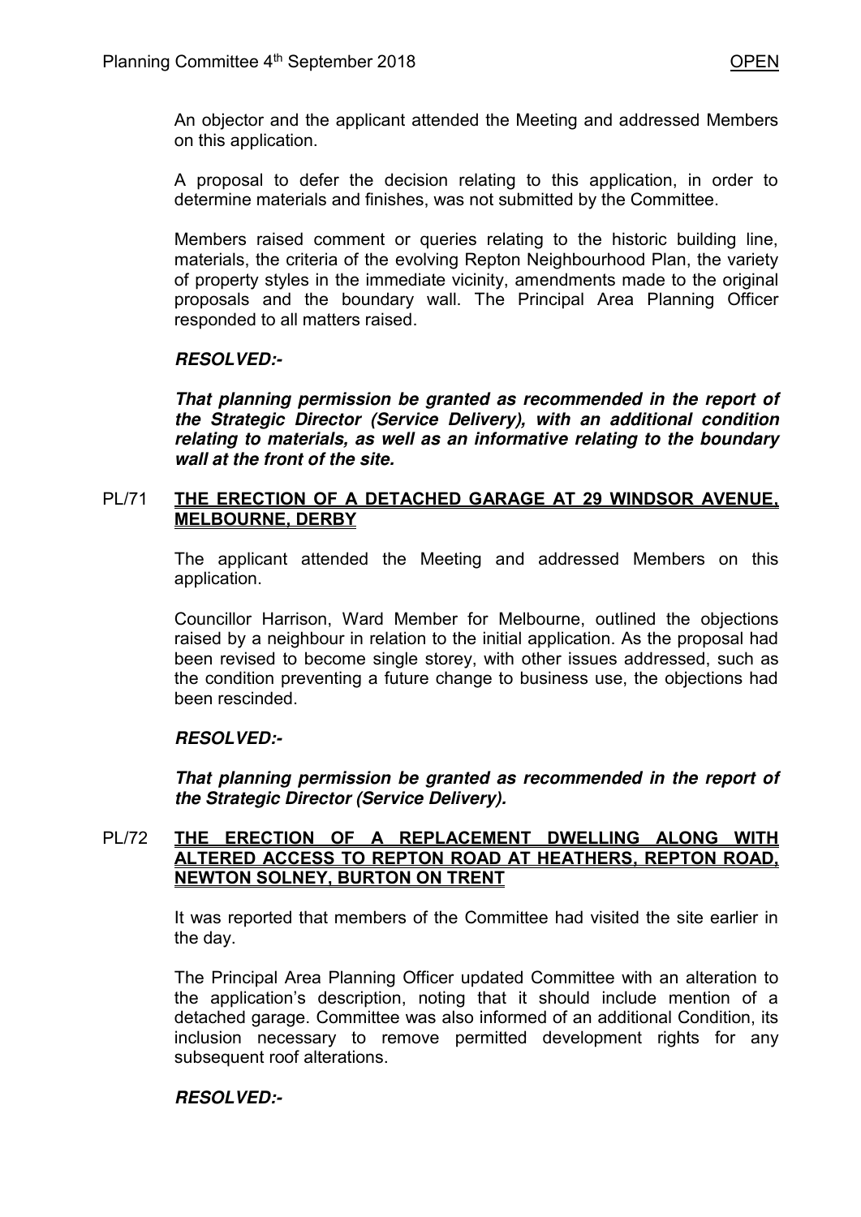An objector and the applicant attended the Meeting and addressed Members on this application.

A proposal to defer the decision relating to this application, in order to determine materials and finishes, was not submitted by the Committee.

Members raised comment or queries relating to the historic building line, materials, the criteria of the evolving Repton Neighbourhood Plan, the variety of property styles in the immediate vicinity, amendments made to the original proposals and the boundary wall. The Principal Area Planning Officer responded to all matters raised.

***RESOLVED:-***

***That planning permission be granted as recommended in the report of the Strategic Director (Service Delivery), with an additional condition relating to materials, as well as an informative relating to the boundary wall at the front of the site.***

## PL/71 THE ERECTION OF A DETACHED GARAGE AT 29 WINDSOR AVENUE, MELBOURNE, DERBY

The applicant attended the Meeting and addressed Members on this application.

Councillor Harrison, Ward Member for Melbourne, outlined the objections raised by a neighbour in relation to the initial application. As the proposal had been revised to become single storey, with other issues addressed, such as the condition preventing a future change to business use, the objections had been rescinded.

***RESOLVED:-***

***That planning permission be granted as recommended in the report of the Strategic Director (Service Delivery).***

## PL/72 THE ERECTION OF A REPLACEMENT DWELLING ALONG WITH ALTERED ACCESS TO REPTON ROAD AT HEATHERS, REPTON ROAD, NEWTON SOLNEY, BURTON ON TRENT

It was reported that members of the Committee had visited the site earlier in the day.

The Principal Area Planning Officer updated Committee with an alteration to the application's description, noting that it should include mention of a detached garage. Committee was also informed of an additional Condition, its inclusion necessary to remove permitted development rights for any subsequent roof alterations.

***RESOLVED:-***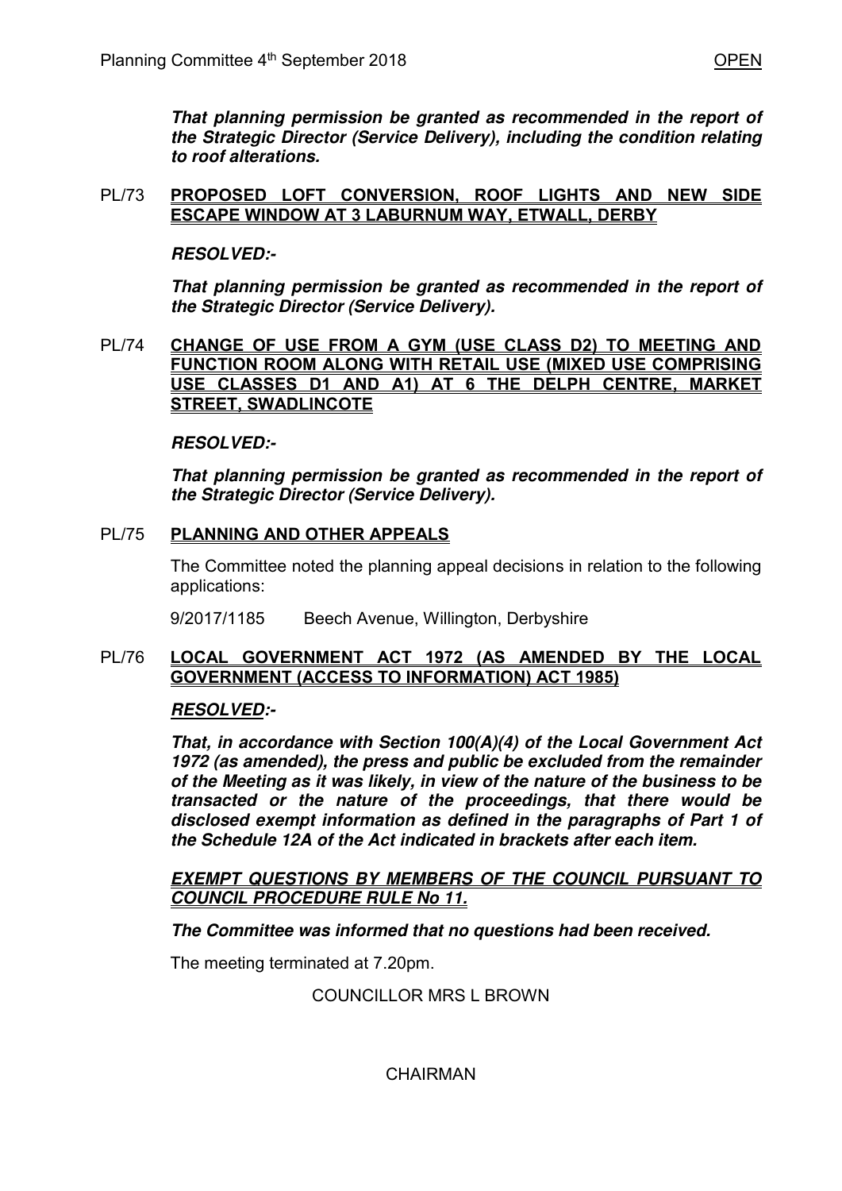***That planning permission be granted as recommended in the report of the Strategic Director (Service Delivery), including the condition relating to roof alterations.***

PL/73 **PROPOSED LOFT CONVERSION, ROOF LIGHTS AND NEW SIDE ESCAPE WINDOW AT 3 LABURNUM WAY, ETWALL, DERBY**

***RESOLVED:-***

***That planning permission be granted as recommended in the report of the Strategic Director (Service Delivery).***

PL/74 **CHANGE OF USE FROM A GYM (USE CLASS D2) TO MEETING AND FUNCTION ROOM ALONG WITH RETAIL USE (MIXED USE COMPRISING USE CLASSES D1 AND A1) AT 6 THE DELPH CENTRE, MARKET STREET, SWADLINCOTE**

***RESOLVED:-***

***That planning permission be granted as recommended in the report of the Strategic Director (Service Delivery).***

PL/75 **PLANNING AND OTHER APPEALS**

The Committee noted the planning appeal decisions in relation to the following applications:

9/2017/1185 Beech Avenue, Willington, Derbyshire

PL/76 **LOCAL GOVERNMENT ACT 1972 (AS AMENDED BY THE LOCAL GOVERNMENT (ACCESS TO INFORMATION) ACT 1985)**

***RESOLVED:-***

***That, in accordance with Section 100(A)(4) of the Local Government Act 1972 (as amended), the press and public be excluded from the remainder of the Meeting as it was likely, in view of the nature of the business to be transacted or the nature of the proceedings, that there would be disclosed exempt information as defined in the paragraphs of Part 1 of the Schedule 12A of the Act indicated in brackets after each item.***

***EXEMPT QUESTIONS BY MEMBERS OF THE COUNCIL PURSUANT TO COUNCIL PROCEDURE RULE No 11.***

***The Committee was informed that no questions had been received.***

The meeting terminated at 7.20pm.

COUNCILLOR MRS L BROWN

CHAIRMAN